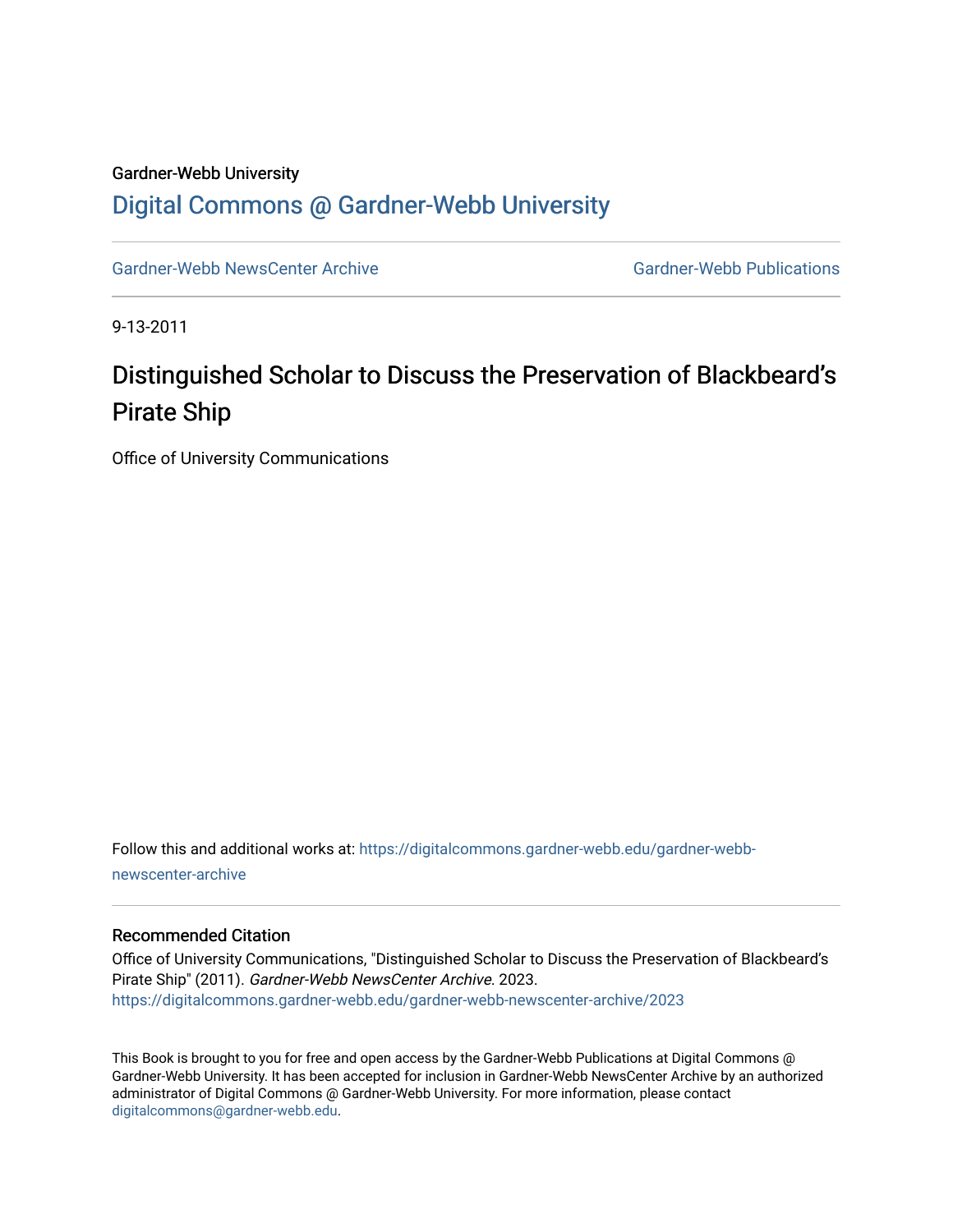Gardner-Webb University

# Digital Commons @ Gardner-Webb University

Gardner-Webb NewsCenter Archive

Gardner-Webb Publications

9-13-2011

# Distinguished Scholar to Discuss the Preservation of Blackbeard's Pirate Ship

Office of University Communications

Follow this and additional works at: https://digitalcommons.gardner-webb.edu/gardner-webb-newscenter-archive

## Recommended Citation

Office of University Communications, "Distinguished Scholar to Discuss the Preservation of Blackbeard's Pirate Ship" (2011). *Gardner-Webb NewsCenter Archive*. 2023.
https://digitalcommons.gardner-webb.edu/gardner-webb-newscenter-archive/2023

This Book is brought to you for free and open access by the Gardner-Webb Publications at Digital Commons @ Gardner-Webb University. It has been accepted for inclusion in Gardner-Webb NewsCenter Archive by an authorized administrator of Digital Commons @ Gardner-Webb University. For more information, please contact digitalcommons@gardner-webb.edu.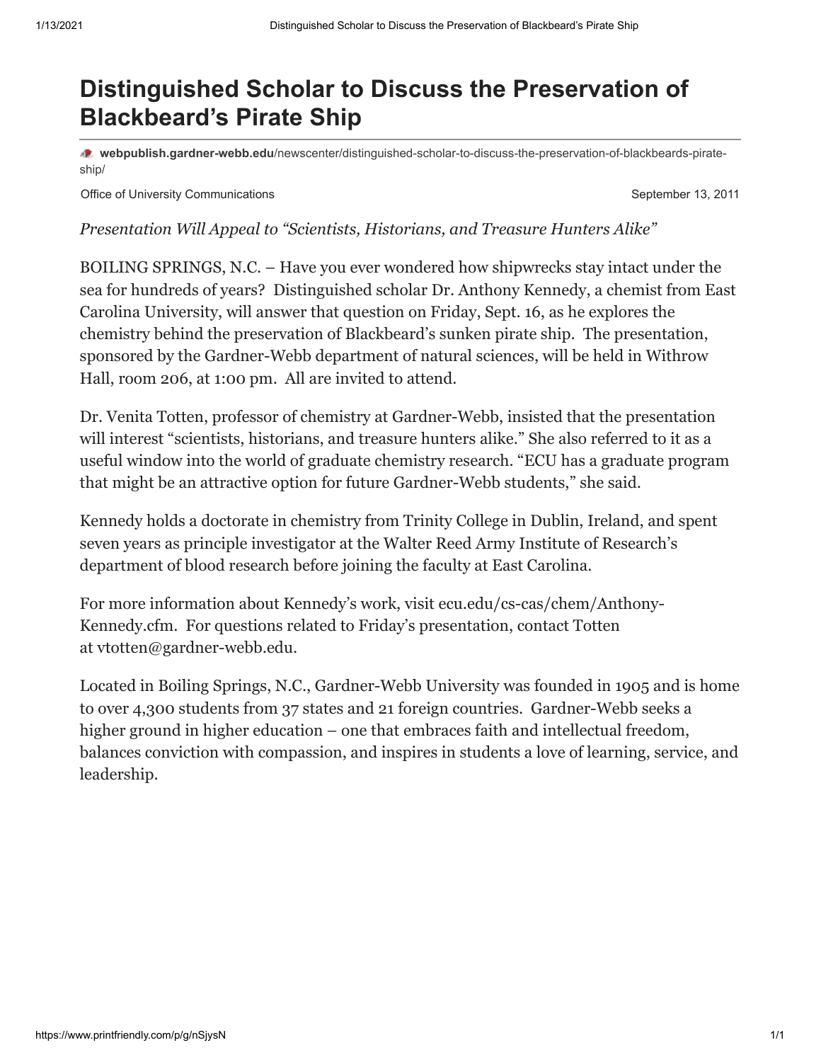# Distinguished Scholar to Discuss the Preservation of Blackbeard's Pirate Ship

**webpublish.gardner-webb.edu**/newscenter/distinguished-scholar-to-discuss-the-preservation-of-blackbeards-pirate-ship/

Office of University Communications September 13, 2011

*Presentation Will Appeal to "Scientists, Historians, and Treasure Hunters Alike"*

BOILING SPRINGS, N.C. – Have you ever wondered how shipwrecks stay intact under the sea for hundreds of years? Distinguished scholar Dr. Anthony Kennedy, a chemist from East Carolina University, will answer that question on Friday, Sept. 16, as he explores the chemistry behind the preservation of Blackbeard's sunken pirate ship. The presentation, sponsored by the Gardner-Webb department of natural sciences, will be held in Withrow Hall, room 206, at 1:00 pm. All are invited to attend.

Dr. Venita Totten, professor of chemistry at Gardner-Webb, insisted that the presentation will interest "scientists, historians, and treasure hunters alike." She also referred to it as a useful window into the world of graduate chemistry research. "ECU has a graduate program that might be an attractive option for future Gardner-Webb students," she said.

Kennedy holds a doctorate in chemistry from Trinity College in Dublin, Ireland, and spent seven years as principle investigator at the Walter Reed Army Institute of Research's department of blood research before joining the faculty at East Carolina.

For more information about Kennedy's work, visit ecu.edu/cs-cas/chem/Anthony-Kennedy.cfm. For questions related to Friday's presentation, contact Totten at vtotten@gardner-webb.edu.

Located in Boiling Springs, N.C., Gardner-Webb University was founded in 1905 and is home to over 4,300 students from 37 states and 21 foreign countries. Gardner-Webb seeks a higher ground in higher education – one that embraces faith and intellectual freedom, balances conviction with compassion, and inspires in students a love of learning, service, and leadership.